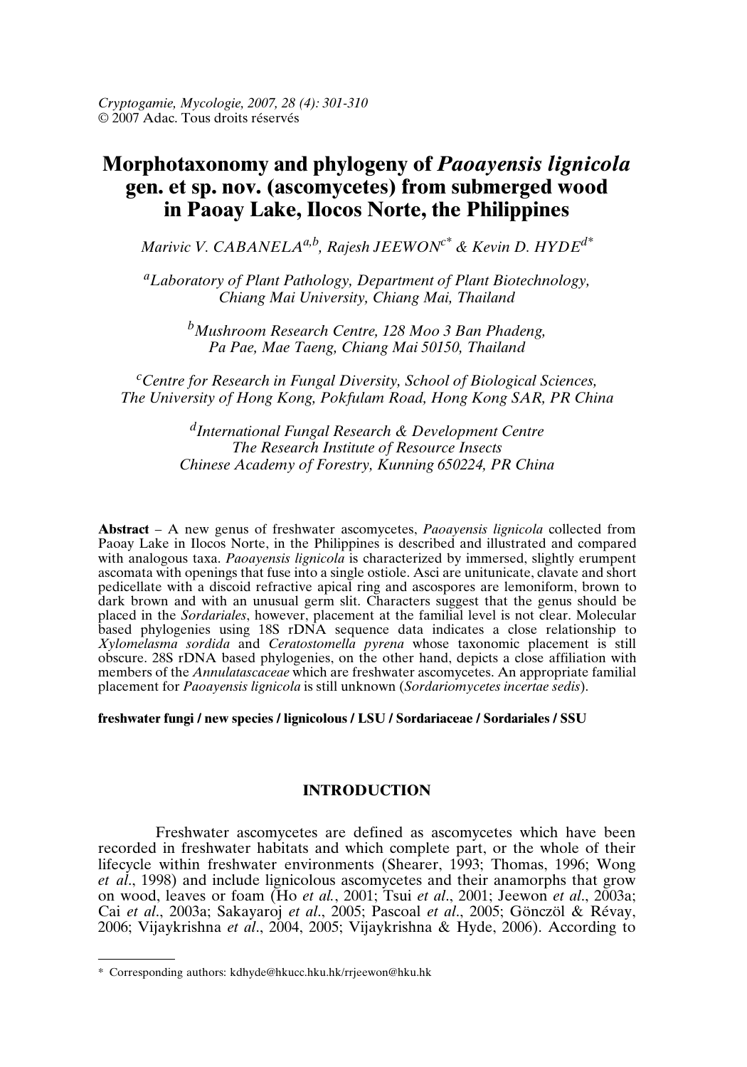Cryptogamie, Mycologie, 2007, 28 (4): 301-310
© 2007 Adac. Tous droits réservés

# Morphotaxonomy and phylogeny of *Paoayensis lignicola* gen. et sp. nov. (ascomycetes) from submerged wood in Paoay Lake, Ilocos Norte, the Philippines

*Marivic V. CABANELA*[a,b], *Rajesh JEEWON*[c*] & *Kevin D. HYDE*[d*]

[a]*Laboratory of Plant Pathology, Department of Plant Biotechnology, Chiang Mai University, Chiang Mai, Thailand*

[b]*Mushroom Research Centre, 128 Moo 3 Ban Phadeng, Pa Pae, Mae Taeng, Chiang Mai 50150, Thailand*

[c]*Centre for Research in Fungal Diversity, School of Biological Sciences, The University of Hong Kong, Pokfulam Road, Hong Kong SAR, PR China*

[d]*International Fungal Research & Development Centre The Research Institute of Resource Insects Chinese Academy of Forestry, Kunning 650224, PR China*

**Abstract** – A new genus of freshwater ascomycetes, *Paoayensis lignicola* collected from Paoay Lake in Ilocos Norte, in the Philippines is described and illustrated and compared with analogous taxa. *Paoayensis lignicola* is characterized by immersed, slightly erumpent ascomata with openings that fuse into a single ostiole. Asci are unitunicate, clavate and short pedicellate with a discoid refractive apical ring and ascospores are lemoniform, brown to dark brown and with an unusual germ slit. Characters suggest that the genus should be placed in the *Sordariales*, however, placement at the familial level is not clear. Molecular based phylogenies using 18S rDNA sequence data indicates a close relationship to *Xylomelasma sordida* and *Ceratostomella pyrena* whose taxonomic placement is still obscure. 28S rDNA based phylogenies, on the other hand, depicts a close affiliation with members of the *Annulatascaceae* which are freshwater ascomycetes. An appropriate familial placement for *Paoayensis lignicola* is still unknown (*Sordariomycetes incertae sedis*).

**freshwater fungi / new species / lignicolous / LSU / Sordariaceae / Sordariales / SSU**

## INTRODUCTION

Freshwater ascomycetes are defined as ascomycetes which have been recorded in freshwater habitats and which complete part, or the whole of their lifecycle within freshwater environments (Shearer, 1993; Thomas, 1996; Wong *et al*., 1998) and include lignicolous ascomycetes and their anamorphs that grow on wood, leaves or foam (Ho *et al.*, 2001; Tsui *et al*., 2001; Jeewon *et al*., 2003a; Cai *et al*., 2003a; Sakayaroj *et al*., 2005; Pascoal *et al*., 2005; Gönczöl & Révay, 2006; Vijaykrishna *et al*., 2004, 2005; Vijaykrishna & Hyde, 2006). According to

---

\* Corresponding authors: kdhyde@hkucc.hku.hk/rrjeewon@hku.hk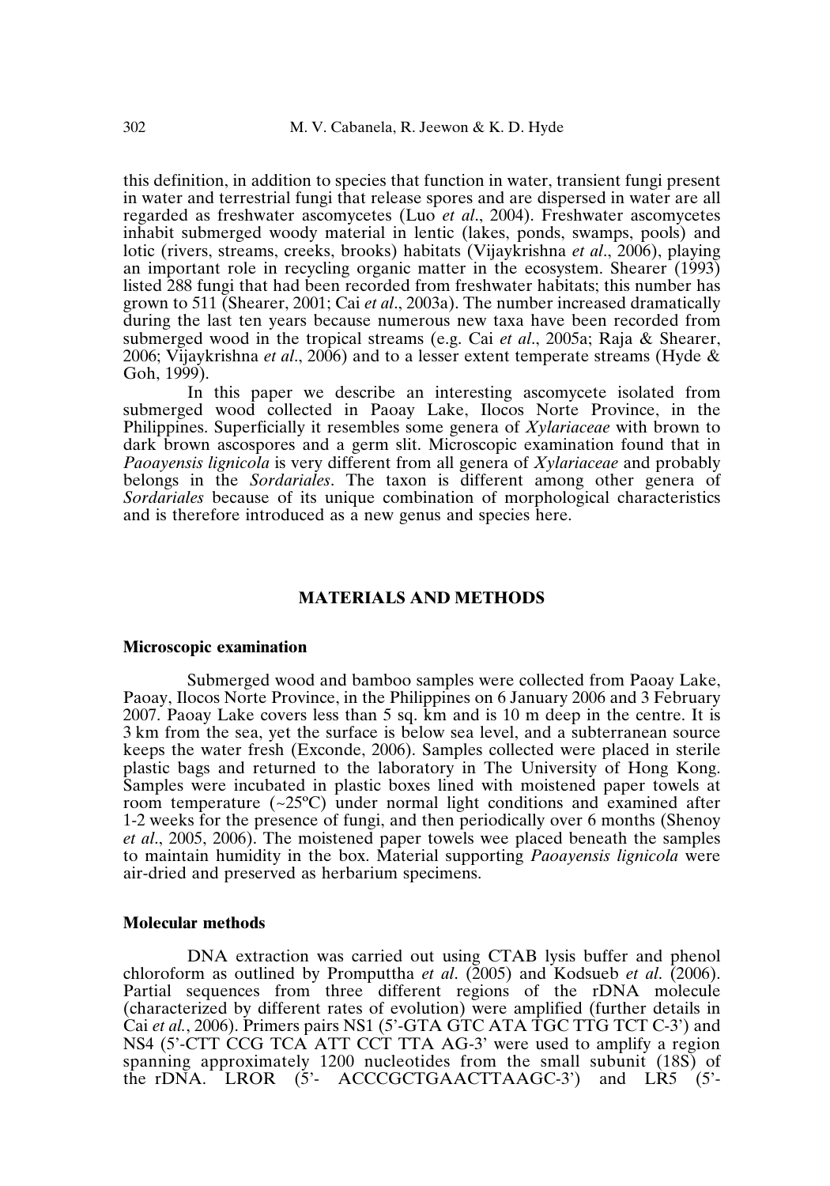this definition, in addition to species that function in water, transient fungi present in water and terrestrial fungi that release spores and are dispersed in water are all regarded as freshwater ascomycetes (Luo *et al*., 2004). Freshwater ascomycetes inhabit submerged woody material in lentic (lakes, ponds, swamps, pools) and lotic (rivers, streams, creeks, brooks) habitats (Vijaykrishna *et al*., 2006), playing an important role in recycling organic matter in the ecosystem. Shearer (1993) listed 288 fungi that had been recorded from freshwater habitats; this number has grown to 511 (Shearer, 2001; Cai *et al*., 2003a). The number increased dramatically during the last ten years because numerous new taxa have been recorded from submerged wood in the tropical streams (e.g. Cai *et al*., 2005a; Raja & Shearer, 2006; Vijaykrishna *et al*., 2006) and to a lesser extent temperate streams (Hyde & Goh, 1999).

In this paper we describe an interesting ascomycete isolated from submerged wood collected in Paoay Lake, Ilocos Norte Province, in the Philippines. Superficially it resembles some genera of *Xylariaceae* with brown to dark brown ascospores and a germ slit. Microscopic examination found that in *Paoayensis lignicola* is very different from all genera of *Xylariaceae* and probably belongs in the *Sordariales*. The taxon is different among other genera of *Sordariales* because of its unique combination of morphological characteristics and is therefore introduced as a new genus and species here.

## MATERIALS AND METHODS

### Microscopic examination

Submerged wood and bamboo samples were collected from Paoay Lake, Paoay, Ilocos Norte Province, in the Philippines on 6 January 2006 and 3 February 2007. Paoay Lake covers less than 5 sq. km and is 10 m deep in the centre. It is 3 km from the sea, yet the surface is below sea level, and a subterranean source keeps the water fresh (Exconde, 2006). Samples collected were placed in sterile plastic bags and returned to the laboratory in The University of Hong Kong. Samples were incubated in plastic boxes lined with moistened paper towels at room temperature (~25ºC) under normal light conditions and examined after 1-2 weeks for the presence of fungi, and then periodically over 6 months (Shenoy *et al*., 2005, 2006). The moistened paper towels wee placed beneath the samples to maintain humidity in the box. Material supporting *Paoayensis lignicola* were air-dried and preserved as herbarium specimens.

### Molecular methods

DNA extraction was carried out using CTAB lysis buffer and phenol chloroform as outlined by Promputtha *et al*. (2005) and Kodsueb *et al*. (2006). Partial sequences from three different regions of the rDNA molecule (characterized by different rates of evolution) were amplified (further details in Cai *et al.*, 2006). Primers pairs NS1 (5'-GTA GTC ATA TGC TTG TCT C-3') and NS4 (5'-CTT CCG TCA ATT CCT TTA AG-3' were used to amplify a region spanning approximately 1200 nucleotides from the small subunit (18S) of the rDNA. LROR (5'- ACCCGCTGAACTTAAGC-3') and LR5 (5'-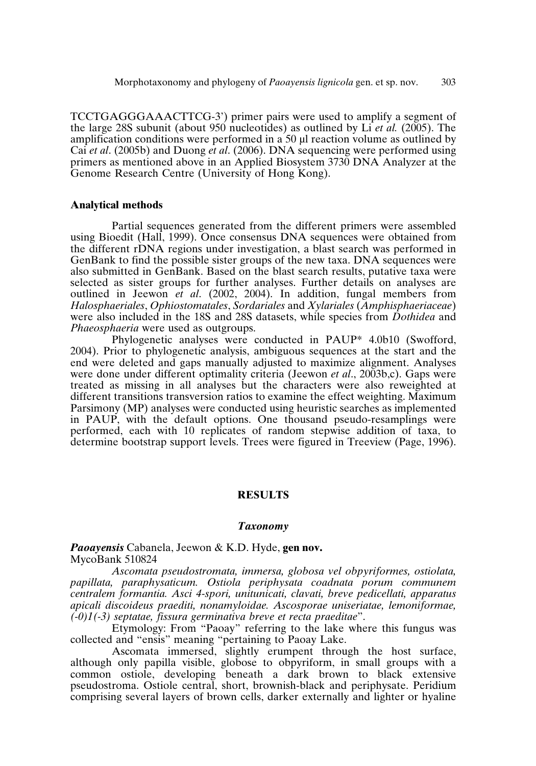TCCTGAGGGAAACTTCG-3') primer pairs were used to amplify a segment of the large 28S subunit (about 950 nucleotides) as outlined by Li *et al.* (2005). The amplification conditions were performed in a 50 µl reaction volume as outlined by Cai *et al*. (2005b) and Duong *et al*. (2006). DNA sequencing were performed using primers as mentioned above in an Applied Biosystem 3730 DNA Analyzer at the Genome Research Centre (University of Hong Kong).

### Analytical methods

Partial sequences generated from the different primers were assembled using Bioedit (Hall, 1999). Once consensus DNA sequences were obtained from the different rDNA regions under investigation, a blast search was performed in GenBank to find the possible sister groups of the new taxa. DNA sequences were also submitted in GenBank. Based on the blast search results, putative taxa were selected as sister groups for further analyses. Further details on analyses are outlined in Jeewon *et al*. (2002, 2004). In addition, fungal members from *Halosphaeriales*, *Ophiostomatales*, *Sordariales* and *Xylariales* (*Amphisphaeriaceae*) were also included in the 18S and 28S datasets, while species from *Dothidea* and *Phaeosphaeria* were used as outgroups.

Phylogenetic analyses were conducted in PAUP* 4.0b10 (Swofford, 2004). Prior to phylogenetic analysis, ambiguous sequences at the start and the end were deleted and gaps manually adjusted to maximize alignment. Analyses were done under different optimality criteria (Jeewon *et al*., 2003b,c). Gaps were treated as missing in all analyses but the characters were also reweighted at different transitions transversion ratios to examine the effect weighting. Maximum Parsimony (MP) analyses were conducted using heuristic searches as implemented in PAUP, with the default options. One thousand pseudo-resamplings were performed, each with 10 replicates of random stepwise addition of taxa, to determine bootstrap support levels. Trees were figured in Treeview (Page, 1996).

## RESULTS

### *Taxonomy*

***Paoayensis*** Cabanela, Jeewon & K.D. Hyde, **gen nov.**
MycoBank 510824

*Ascomata pseudostromata, immersa, globosa vel obpyriformes, ostiolata, papillata, paraphysaticum. Ostiola periphysata coadnata porum communem centralem formantia. Asci 4-spori, unitunicati, clavati, breve pedicellati, apparatus apicali discoideus praediti, nonamyloidae. Ascosporae uniseriatae, lemoniformae, (-0)1(-3) septatae, fissura germinativa breve et recta praeditae*".

Etymology: From "Paoay" referring to the lake where this fungus was collected and "ensis" meaning "pertaining to Paoay Lake.

Ascomata immersed, slightly erumpent through the host surface, although only papilla visible, globose to obpyriform, in small groups with a common ostiole, developing beneath a dark brown to black extensive pseudostroma. Ostiole central, short, brownish-black and periphysate. Peridium comprising several layers of brown cells, darker externally and lighter or hyaline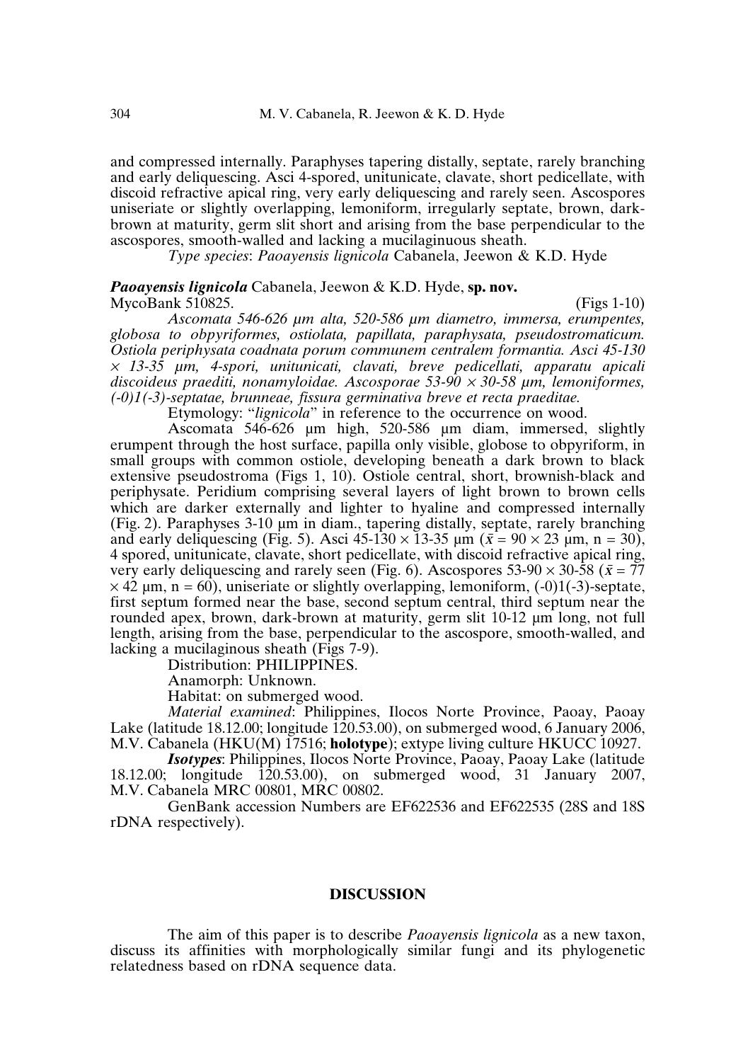and compressed internally. Paraphyses tapering distally, septate, rarely branching and early deliquescing. Asci 4-spored, unitunicate, clavate, short pedicellate, with discoid refractive apical ring, very early deliquescing and rarely seen. Ascospores uniseriate or slightly overlapping, lemoniform, irregularly septate, brown, dark-brown at maturity, germ slit short and arising from the base perpendicular to the ascospores, smooth-walled and lacking a mucilaginuous sheath.

*Type species*: *Paoayensis lignicola* Cabanela, Jeewon & K.D. Hyde

***Paoayensis lignicola*** Cabanela, Jeewon & K.D. Hyde, **sp. nov.**
MycoBank 510825. (Figs 1-10)

*Ascomata 546-626 µm alta, 520-586 µm diametro, immersa, erumpentes, globosa to obpyriformes, ostiolata, papillata, paraphysata, pseudostromaticum. Ostiola periphysata coadnata porum communem centralem formantia. Asci 45-130 × 13-35 µm, 4-spori, unitunicati, clavati, breve pedicellati, apparatu apicali discoideus praediti, nonamyloidae. Ascosporae 53-90 × 30-58 µm, lemoniformes, (-0)1(-3)-septatae, brunneae, fissura germinativa breve et recta praeditae.*

Etymology: "*lignicola*" in reference to the occurrence on wood.

Ascomata 546-626 µm high, 520-586 µm diam, immersed, slightly erumpent through the host surface, papilla only visible, globose to obpyriform, in small groups with common ostiole, developing beneath a dark brown to black extensive pseudostroma (Figs 1, 10). Ostiole central, short, brownish-black and periphysate. Peridium comprising several layers of light brown to brown cells which are darker externally and lighter to hyaline and compressed internally (Fig. 2). Paraphyses 3-10 µm in diam., tapering distally, septate, rarely branching and early deliquescing (Fig. 5). Asci 45-130 × 13-35 µm ($\bar{x}$ = 90 × 23 µm, n = 30), 4 spored, unitunicate, clavate, short pedicellate, with discoid refractive apical ring, very early deliquescing and rarely seen (Fig. 6). Ascospores 53-90 × 30-58 ($\bar{x}$ = 77 × 42 µm, n = 60), uniseriate or slightly overlapping, lemoniform, (-0)1(-3)-septate, first septum formed near the base, second septum central, third septum near the rounded apex, brown, dark-brown at maturity, germ slit 10-12 µm long, not full length, arising from the base, perpendicular to the ascospore, smooth-walled, and lacking a mucilaginous sheath (Figs 7-9).

Distribution: PHILIPPINES.

Anamorph: Unknown.

Habitat: on submerged wood.

*Material examined*: Philippines, Ilocos Norte Province, Paoay, Paoay Lake (latitude 18.12.00; longitude 120.53.00), on submerged wood, 6 January 2006, M.V. Cabanela (HKU(M) 17516; **holotype**); extype living culture HKUCC 10927.

***Isotypes***: Philippines, Ilocos Norte Province, Paoay, Paoay Lake (latitude 18.12.00; longitude 120.53.00), on submerged wood, 31 January 2007, M.V. Cabanela MRC 00801, MRC 00802.

GenBank accession Numbers are EF622536 and EF622535 (28S and 18S rDNA respectively).

## DISCUSSION

The aim of this paper is to describe *Paoayensis lignicola* as a new taxon, discuss its affinities with morphologically similar fungi and its phylogenetic relatedness based on rDNA sequence data.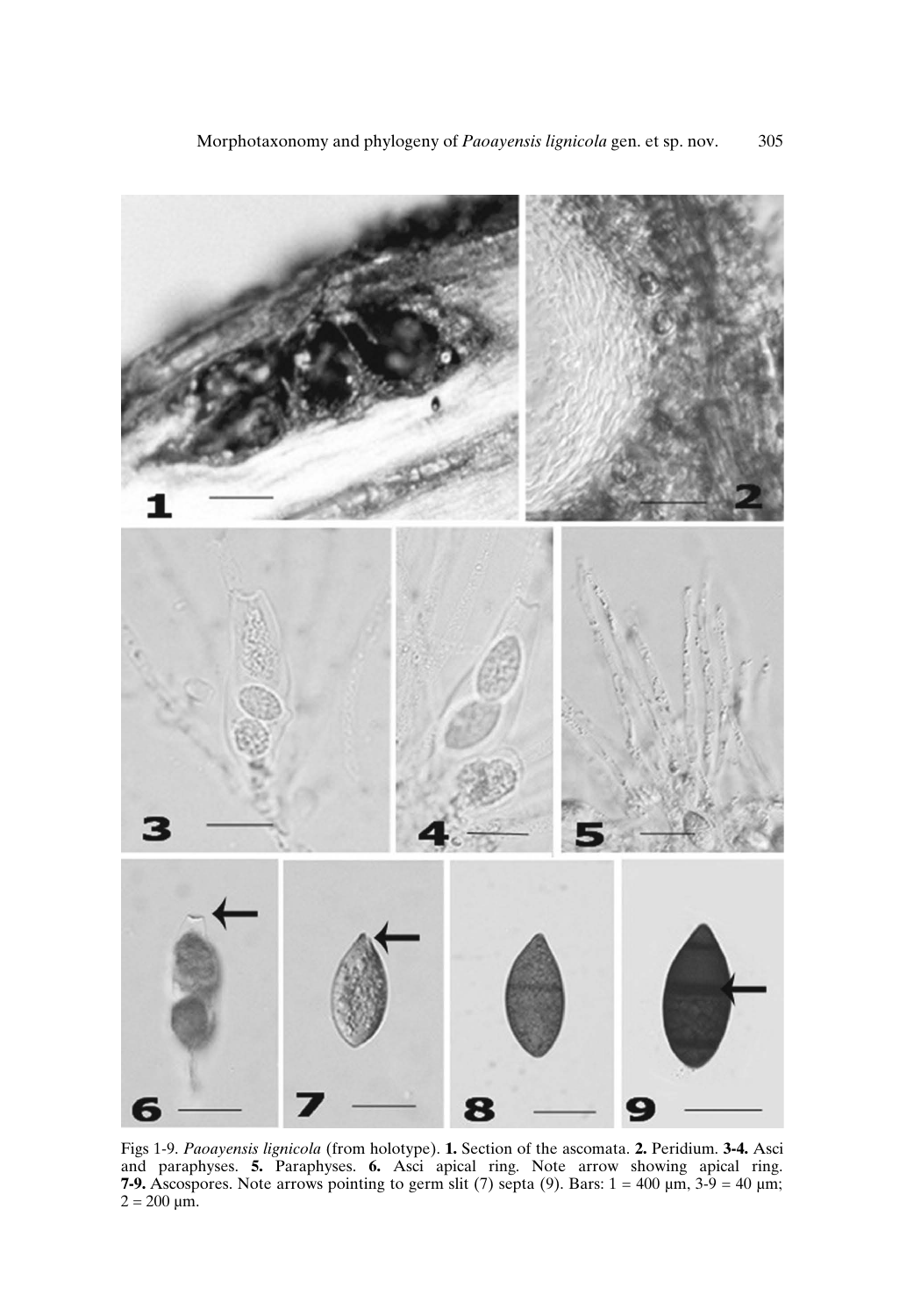Figs 1-9. *Paoayensis lignicola* (from holotype). **1.** Section of the ascomata. **2.** Peridium. **3-4.** Asci and paraphyses. **5.** Paraphyses. **6.** Asci apical ring. Note arrow showing apical ring. **7-9.** Ascospores. Note arrows pointing to germ slit (7) septa (9). Bars: 1 = 400 µm, 3-9 = 40 µm; 2 = 200 µm.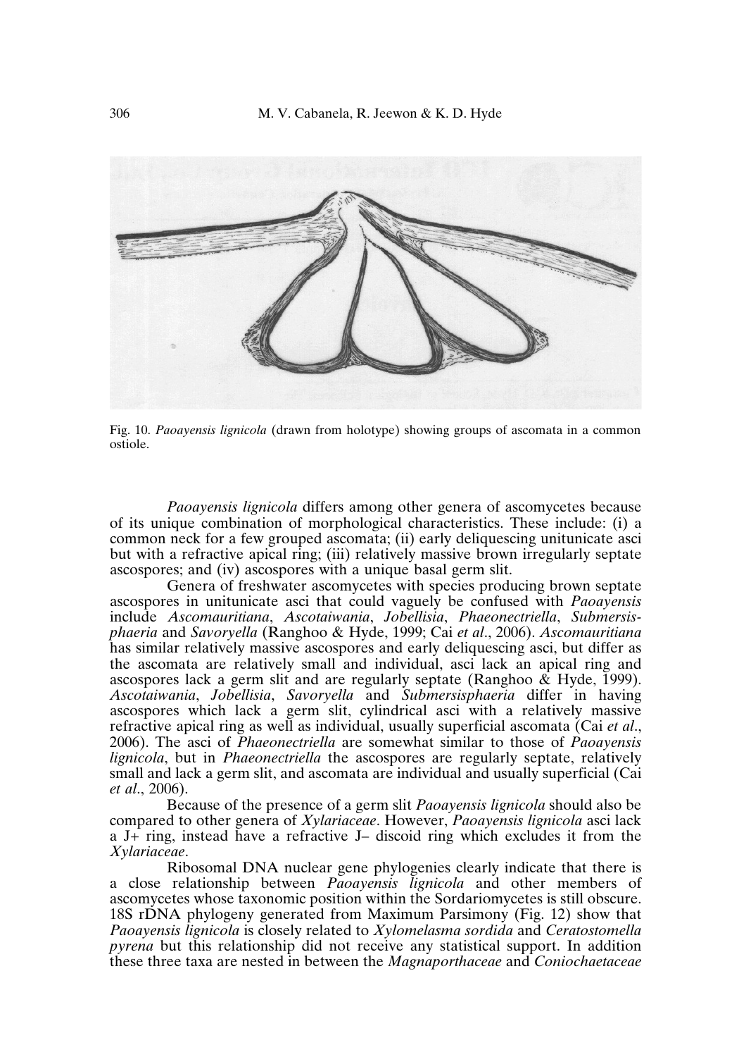Fig. 10. *Paoayensis lignicola* (drawn from holotype) showing groups of ascomata in a common ostiole.

*Paoayensis lignicola* differs among other genera of ascomycetes because of its unique combination of morphological characteristics. These include: (i) a common neck for a few grouped ascomata; (ii) early deliquescing unitunicate asci but with a refractive apical ring; (iii) relatively massive brown irregularly septate ascospores; and (iv) ascospores with a unique basal germ slit.

Genera of freshwater ascomycetes with species producing brown septate ascospores in unitunicate asci that could vaguely be confused with *Paoayensis* include *Ascomauritiana*, *Ascotaiwania*, *Jobellisia*, *Phaeonectriella*, *Submersisphaeria* and *Savoryella* (Ranghoo & Hyde, 1999; Cai *et al*., 2006). *Ascomauritiana* has similar relatively massive ascospores and early deliquescing asci, but differ as the ascomata are relatively small and individual, asci lack an apical ring and ascospores lack a germ slit and are regularly septate (Ranghoo & Hyde, 1999). *Ascotaiwania*, *Jobellisia*, *Savoryella* and *Submersisphaeria* differ in having ascospores which lack a germ slit, cylindrical asci with a relatively massive refractive apical ring as well as individual, usually superficial ascomata (Cai *et al*., 2006). The asci of *Phaeonectriella* are somewhat similar to those of *Paoayensis lignicola*, but in *Phaeonectriella* the ascospores are regularly septate, relatively small and lack a germ slit, and ascomata are individual and usually superficial (Cai *et al*., 2006).

Because of the presence of a germ slit *Paoayensis lignicola* should also be compared to other genera of *Xylariaceae*. However, *Paoayensis lignicola* asci lack a J+ ring, instead have a refractive J– discoid ring which excludes it from the *Xylariaceae*.

Ribosomal DNA nuclear gene phylogenies clearly indicate that there is a close relationship between *Paoayensis lignicola* and other members of ascomycetes whose taxonomic position within the Sordariomycetes is still obscure. 18S rDNA phylogeny generated from Maximum Parsimony (Fig. 12) show that *Paoayensis lignicola* is closely related to *Xylomelasma sordida* and *Ceratostomella pyrena* but this relationship did not receive any statistical support. In addition these three taxa are nested in between the *Magnaporthaceae* and *Coniochaetaceae*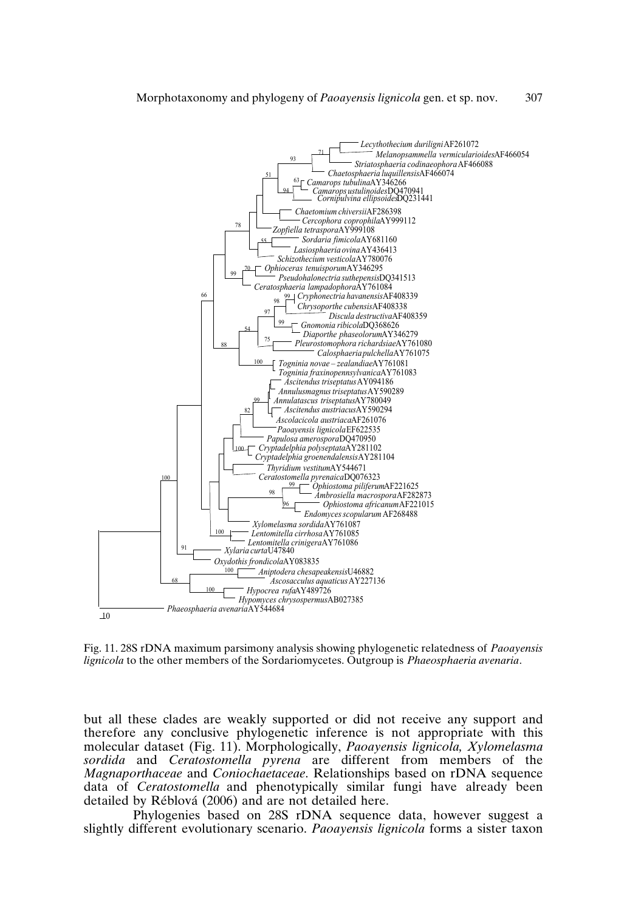Fig. 11. 28S rDNA maximum parsimony analysis showing phylogenetic relatedness of *Paoayensis lignicola* to the other members of the Sordariomycetes. Outgroup is *Phaeosphaeria avenaria*.

but all these clades are weakly supported or did not receive any support and therefore any conclusive phylogenetic inference is not appropriate with this molecular dataset (Fig. 11). Morphologically, *Paoayensis lignicola, Xylomelasma sordida* and *Ceratostomella pyrena* are different from members of the *Magnaporthaceae* and *Coniochaetaceae*. Relationships based on rDNA sequence data of *Ceratostomella* and phenotypically similar fungi have already been detailed by Réblová (2006) and are not detailed here.

Phylogenies based on 28S rDNA sequence data, however suggest a slightly different evolutionary scenario. *Paoayensis lignicola* forms a sister taxon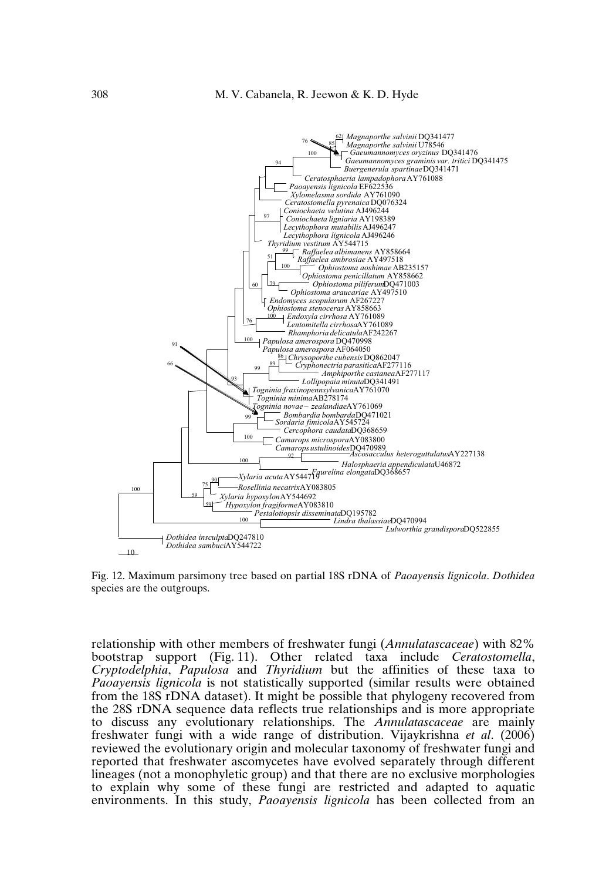Fig. 12. Maximum parsimony tree based on partial 18S rDNA of *Paoayensis lignicola*. *Dothidea* species are the outgroups.

relationship with other members of freshwater fungi (*Annulatascaceae*) with 82% bootstrap support (Fig. 11). Other related taxa include *Ceratostomella*, *Cryptodelphia*, *Papulosa* and *Thyridium* but the affinities of these taxa to *Paoayensis lignicola* is not statistically supported (similar results were obtained from the 18S rDNA dataset). It might be possible that phylogeny recovered from the 28S rDNA sequence data reflects true relationships and is more appropriate to discuss any evolutionary relationships. The *Annulatascaceae* are mainly freshwater fungi with a wide range of distribution. Vijaykrishna *et al*. (2006) reviewed the evolutionary origin and molecular taxonomy of freshwater fungi and reported that freshwater ascomycetes have evolved separately through different lineages (not a monophyletic group) and that there are no exclusive morphologies to explain why some of these fungi are restricted and adapted to aquatic environments. In this study, *Paoayensis lignicola* has been collected from an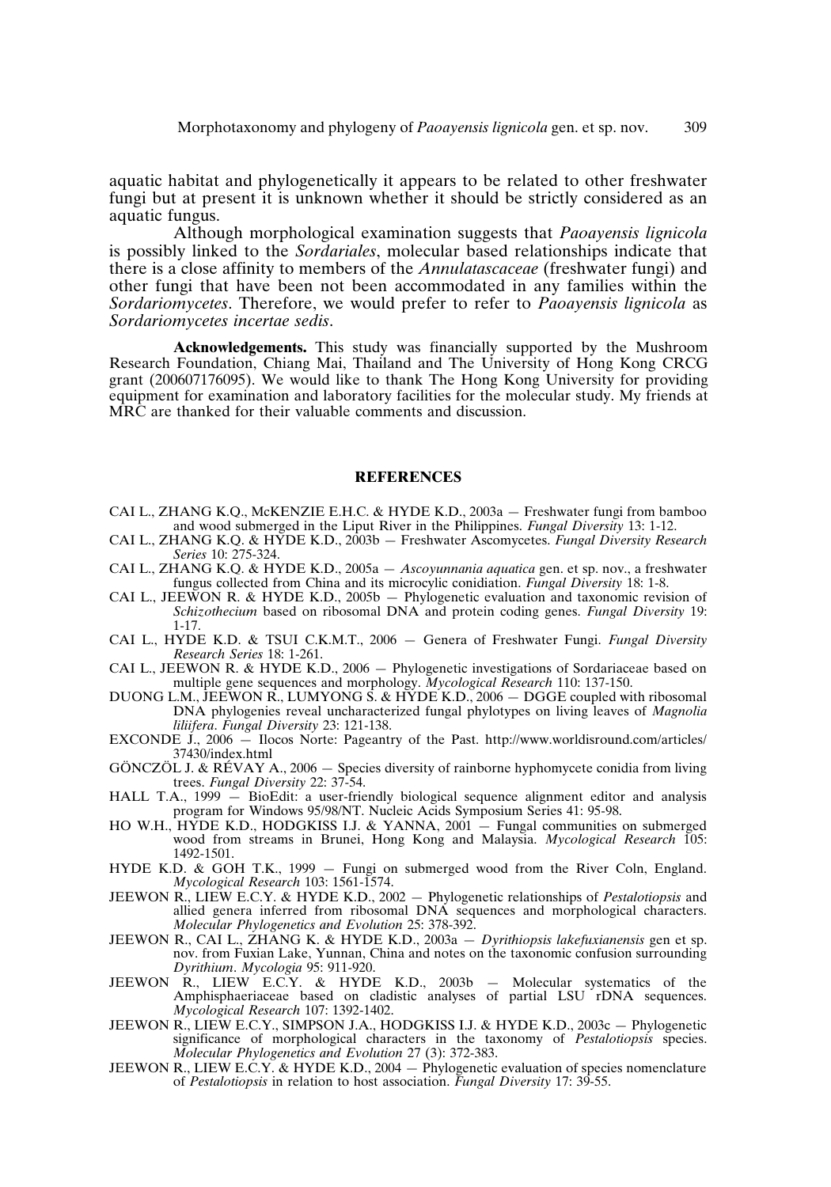aquatic habitat and phylogenetically it appears to be related to other freshwater fungi but at present it is unknown whether it should be strictly considered as an aquatic fungus.

Although morphological examination suggests that *Paoayensis lignicola* is possibly linked to the *Sordariales*, molecular based relationships indicate that there is a close affinity to members of the *Annulatascaceae* (freshwater fungi) and other fungi that have been not been accommodated in any families within the *Sordariomycetes*. Therefore, we would prefer to refer to *Paoayensis lignicola* as *Sordariomycetes incertae sedis*.

**Acknowledgements.** This study was financially supported by the Mushroom Research Foundation, Chiang Mai, Thailand and The University of Hong Kong CRCG grant (200607176095). We would like to thank The Hong Kong University for providing equipment for examination and laboratory facilities for the molecular study. My friends at MRC are thanked for their valuable comments and discussion.

## REFERENCES

CAI L., ZHANG K.Q., McKENZIE E.H.C. & HYDE K.D., 2003a — Freshwater fungi from bamboo and wood submerged in the Liput River in the Philippines. *Fungal Diversity* 13: 1-12.

CAI L., ZHANG K.Q. & HYDE K.D., 2003b — Freshwater Ascomycetes. *Fungal Diversity Research Series* 10: 275-324.

CAI L., ZHANG K.Q. & HYDE K.D., 2005a — *Ascoyunnania aquatica* gen. et sp. nov., a freshwater fungus collected from China and its microcylic conidiation. *Fungal Diversity* 18: 1-8.

CAI L., JEEWON R. & HYDE K.D., 2005b — Phylogenetic evaluation and taxonomic revision of *Schizothecium* based on ribosomal DNA and protein coding genes. *Fungal Diversity* 19: 1-17.

CAI L., HYDE K.D. & TSUI C.K.M.T., 2006 — Genera of Freshwater Fungi. *Fungal Diversity Research Series* 18: 1-261.

CAI L., JEEWON R. & HYDE K.D., 2006 — Phylogenetic investigations of Sordariaceae based on multiple gene sequences and morphology. *Mycological Research* 110: 137-150.

DUONG L.M., JEEWON R., LUMYONG S. & HYDE K.D., 2006 — DGGE coupled with ribosomal DNA phylogenies reveal uncharacterized fungal phylotypes on living leaves of *Magnolia liliifera*. *Fungal Diversity* 23: 121-138.

EXCONDE J., 2006 — Ilocos Norte: Pageantry of the Past. http://www.worldisround.com/articles/37430/index.html

GÖNCZÖL J. & RÉVAY A., 2006 — Species diversity of rainborne hyphomycete conidia from living trees. *Fungal Diversity* 22: 37-54.

HALL T.A., 1999 — BioEdit: a user-friendly biological sequence alignment editor and analysis program for Windows 95/98/NT. Nucleic Acids Symposium Series 41: 95-98.

HO W.H., HYDE K.D., HODGKISS I.J. & YANNA, 2001 — Fungal communities on submerged wood from streams in Brunei, Hong Kong and Malaysia. *Mycological Research* 105: 1492-1501.

HYDE K.D. & GOH T.K., 1999 — Fungi on submerged wood from the River Coln, England. *Mycological Research* 103: 1561-1574.

JEEWON R., LIEW E.C.Y. & HYDE K.D., 2002 — Phylogenetic relationships of *Pestalotiopsis* and allied genera inferred from ribosomal DNA sequences and morphological characters. *Molecular Phylogenetics and Evolution* 25: 378-392.

JEEWON R., CAI L., ZHANG K. & HYDE K.D., 2003a — *Dyrithiopsis lakefuxianensis* gen et sp. nov. from Fuxian Lake, Yunnan, China and notes on the taxonomic confusion surrounding *Dyrithium*. *Mycologia* 95: 911-920.

JEEWON R., LIEW E.C.Y. & HYDE K.D., 2003b — Molecular systematics of the Amphisphaeriaceae based on cladistic analyses of partial LSU rDNA sequences. *Mycological Research* 107: 1392-1402.

JEEWON R., LIEW E.C.Y., SIMPSON J.A., HODGKISS I.J. & HYDE K.D., 2003c — Phylogenetic significance of morphological characters in the taxonomy of *Pestalotiopsis* species. *Molecular Phylogenetics and Evolution* 27 (3): 372-383.

JEEWON R., LIEW E.C.Y. & HYDE K.D., 2004 — Phylogenetic evaluation of species nomenclature of *Pestalotiopsis* in relation to host association. *Fungal Diversity* 17: 39-55.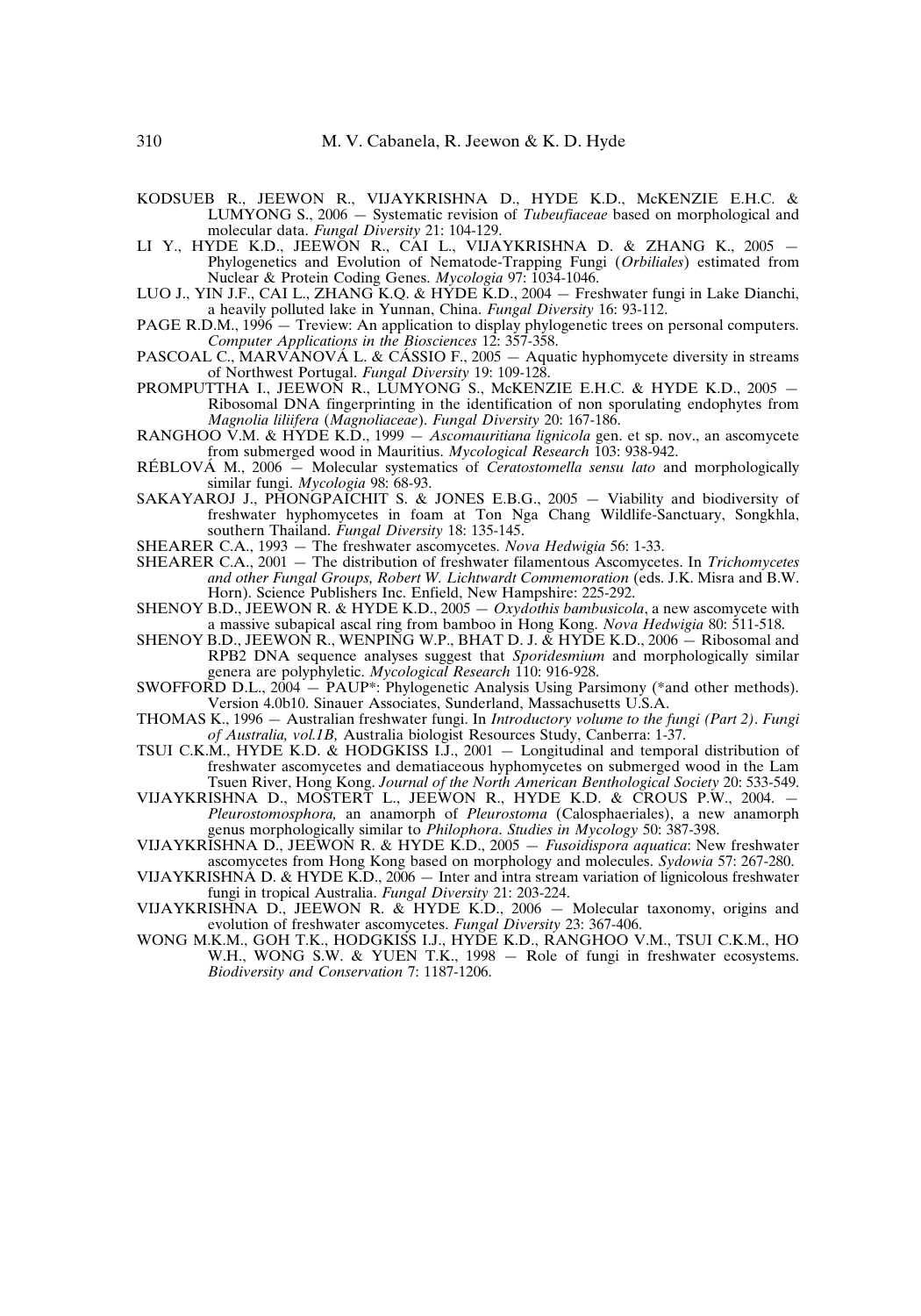KODSUEB R., JEEWON R., VIJAYKRISHNA D., HYDE K.D., McKENZIE E.H.C. & LUMYONG S., 2006 — Systematic revision of *Tubeufiaceae* based on morphological and molecular data. *Fungal Diversity* 21: 104-129.

LI Y., HYDE K.D., JEEWON R., CAI L., VIJAYKRISHNA D. & ZHANG K., 2005 — Phylogenetics and Evolution of Nematode-Trapping Fungi (*Orbiliales*) estimated from Nuclear & Protein Coding Genes. *Mycologia* 97: 1034-1046.

LUO J., YIN J.F., CAI L., ZHANG K.Q. & HYDE K.D., 2004 — Freshwater fungi in Lake Dianchi, a heavily polluted lake in Yunnan, China. *Fungal Diversity* 16: 93-112.

PAGE R.D.M., 1996 — Treview: An application to display phylogenetic trees on personal computers. *Computer Applications in the Biosciences* 12: 357-358.

PASCOAL C., MARVANOVÁ L. & CÁSSIO F., 2005 — Aquatic hyphomycete diversity in streams of Northwest Portugal. *Fungal Diversity* 19: 109-128.

PROMPUTTHA I., JEEWON R., LUMYONG S., McKENZIE E.H.C. & HYDE K.D., 2005 — Ribosomal DNA fingerprinting in the identification of non sporulating endophytes from *Magnolia liliifera* (*Magnoliaceae*). *Fungal Diversity* 20: 167-186.

RANGHOO V.M. & HYDE K.D., 1999 — *Ascomauritiana lignicola* gen. et sp. nov., an ascomycete from submerged wood in Mauritius. *Mycological Research* 103: 938-942.

RÉBLOVÁ M., 2006 — Molecular systematics of *Ceratostomella sensu lato* and morphologically similar fungi. *Mycologia* 98: 68-93.

SAKAYAROJ J., PHONGPAICHIT S. & JONES E.B.G., 2005 — Viability and biodiversity of freshwater hyphomycetes in foam at Ton Nga Chang Wildlife-Sanctuary, Songkhla, southern Thailand. *Fungal Diversity* 18: 135-145.

SHEARER C.A., 1993 — The freshwater ascomycetes. *Nova Hedwigia* 56: 1-33.

SHEARER C.A., 2001 — The distribution of freshwater filamentous Ascomycetes. In *Trichomycetes and other Fungal Groups, Robert W. Lichtwardt Commemoration* (eds. J.K. Misra and B.W. Horn). Science Publishers Inc. Enfield, New Hampshire: 225-292.

SHENOY B.D., JEEWON R. & HYDE K.D., 2005 — *Oxydothis bambusicola*, a new ascomycete with a massive subapical ascal ring from bamboo in Hong Kong. *Nova Hedwigia* 80: 511-518.

SHENOY B.D., JEEWON R., WENPING W.P., BHAT D. J. & HYDE K.D., 2006 — Ribosomal and RPB2 DNA sequence analyses suggest that *Sporidesmium* and morphologically similar genera are polyphyletic. *Mycological Research* 110: 916-928.

SWOFFORD D.L., 2004 — PAUP*: Phylogenetic Analysis Using Parsimony (*and other methods). Version 4.0b10. Sinauer Associates, Sunderland, Massachusetts U.S.A.

THOMAS K., 1996 — Australian freshwater fungi. In *Introductory volume to the fungi (Part 2)*. *Fungi of Australia, vol.1B,* Australia biologist Resources Study, Canberra: 1-37.

TSUI C.K.M., HYDE K.D. & HODGKISS I.J., 2001 — Longitudinal and temporal distribution of freshwater ascomycetes and dematiaceous hyphomycetes on submerged wood in the Lam Tsuen River, Hong Kong. *Journal of the North American Benthological Society* 20: 533-549.

VIJAYKRISHNA D., MOSTERT L., JEEWON R., HYDE K.D. & CROUS P.W., 2004. — *Pleurostomosphora,* an anamorph of *Pleurostoma* (Calosphaeriales), a new anamorph genus morphologically similar to *Philophora*. *Studies in Mycology* 50: 387-398.

VIJAYKRISHNA D., JEEWON R. & HYDE K.D., 2005 — *Fusoidispora aquatica*: New freshwater ascomycetes from Hong Kong based on morphology and molecules. *Sydowia* 57: 267-280.

VIJAYKRISHNA D. & HYDE K.D., 2006 — Inter and intra stream variation of lignicolous freshwater fungi in tropical Australia. *Fungal Diversity* 21: 203-224.

VIJAYKRISHNA D., JEEWON R. & HYDE K.D., 2006 — Molecular taxonomy, origins and evolution of freshwater ascomycetes. *Fungal Diversity* 23: 367-406.

WONG M.K.M., GOH T.K., HODGKISS I.J., HYDE K.D., RANGHOO V.M., TSUI C.K.M., HO W.H., WONG S.W. & YUEN T.K., 1998 — Role of fungi in freshwater ecosystems. *Biodiversity and Conservation* 7: 1187-1206.